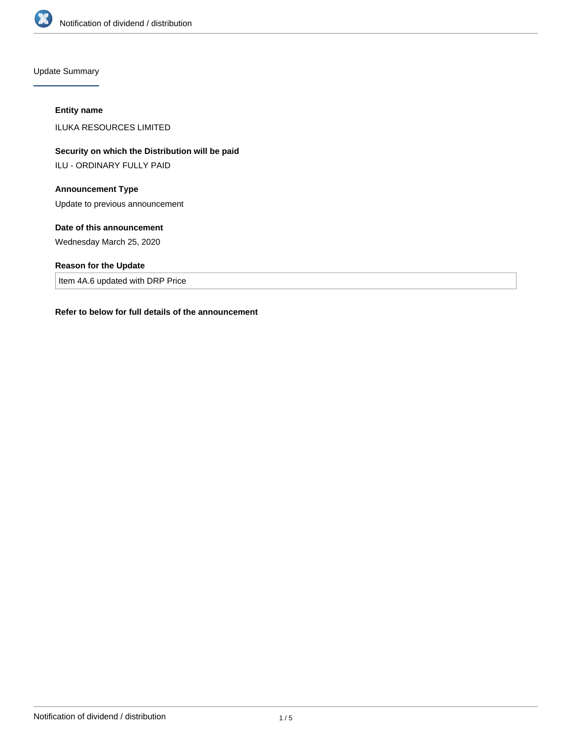## Update Summary

**Entity name**

ILUKA RESOURCES LIMITED

**Security on which the Distribution will be paid**

ILU - ORDINARY FULLY PAID

**Announcement Type**

Update to previous announcement

**Date of this announcement**

Wednesday March 25, 2020

**Reason for the Update**

Item 4A.6 updated with DRP Price

**Refer to below for full details of the announcement**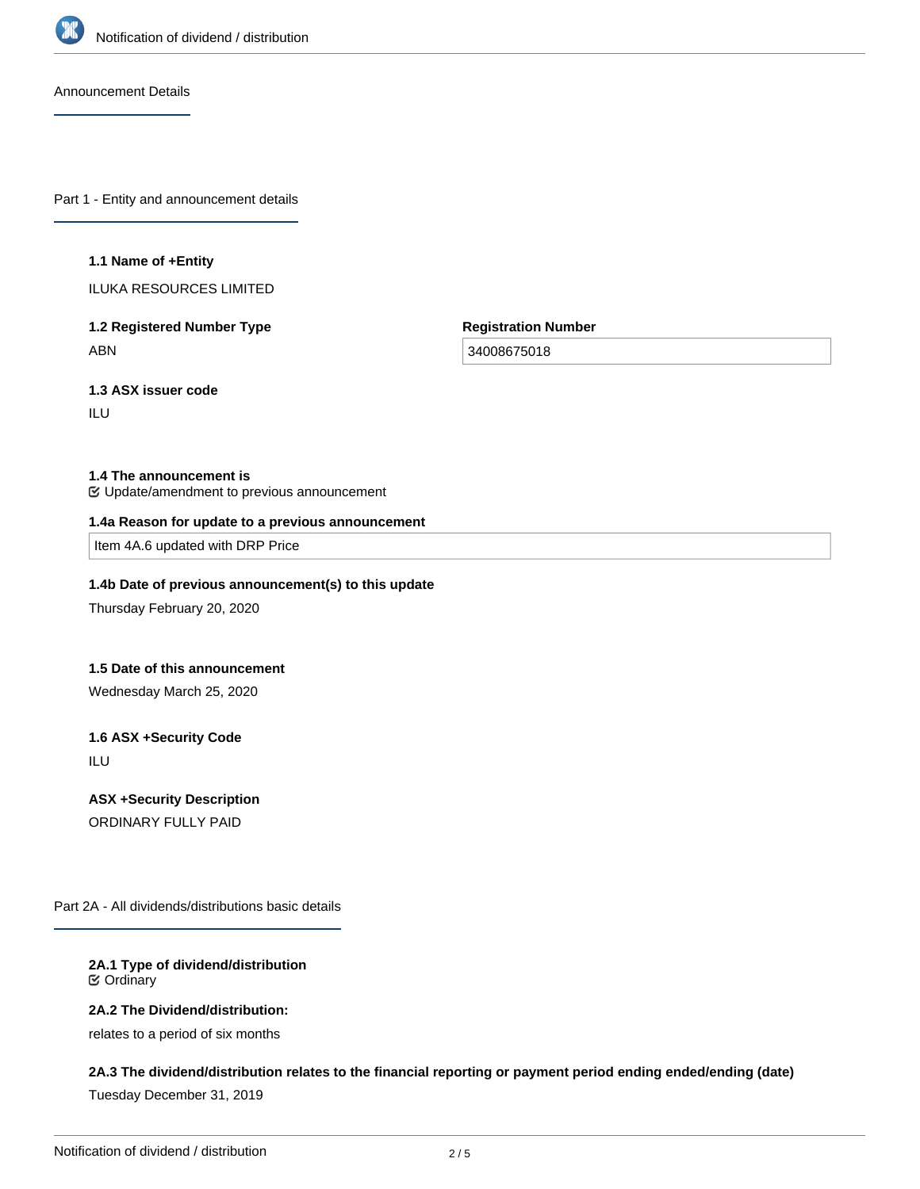Announcement Details

## Part 1 - Entity and announcement details

**1.1 Name of +Entity**

ILUKA RESOURCES LIMITED

**1.2 Registered Number Type**

ABN

**Registration Number**

34008675018

**1.3 ASX issuer code**

ILU

**1.4 The announcement is**

☑ Update/amendment to previous announcement

**1.4a Reason for update to a previous announcement**

Item 4A.6 updated with DRP Price

**1.4b Date of previous announcement(s) to this update**

Thursday February 20, 2020

**1.5 Date of this announcement**

Wednesday March 25, 2020

**1.6 ASX +Security Code**

ILU

**ASX +Security Description**

ORDINARY FULLY PAID

## Part 2A - All dividends/distributions basic details

**2A.1 Type of dividend/distribution**

☑ Ordinary

**2A.2 The Dividend/distribution:**

relates to a period of six months

**2A.3 The dividend/distribution relates to the financial reporting or payment period ending ended/ending (date)**

Tuesday December 31, 2019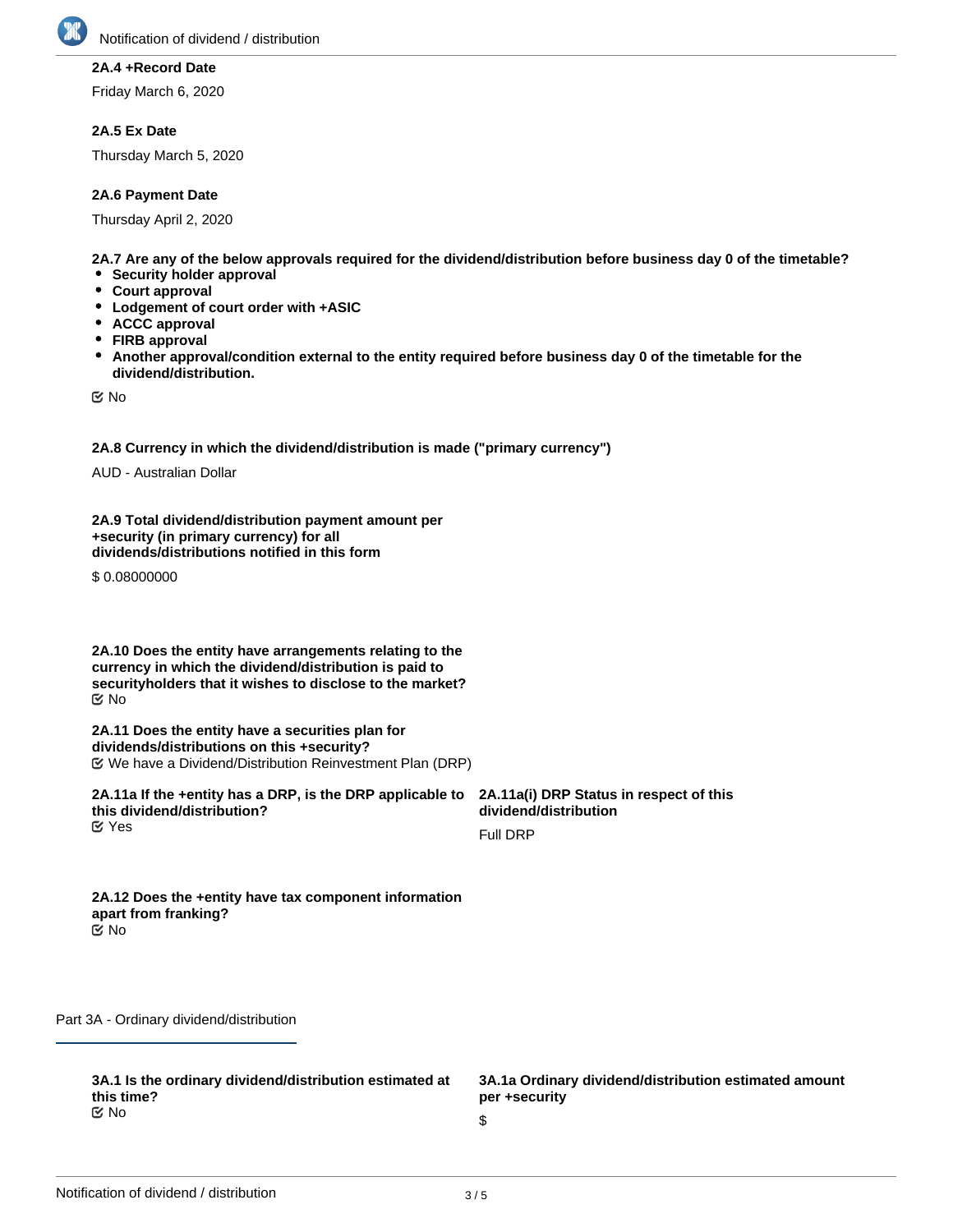**2A.4 +Record Date**

Friday March 6, 2020

**2A.5 Ex Date**

Thursday March 5, 2020

**2A.6 Payment Date**

Thursday April 2, 2020

**2A.7 Are any of the below approvals required for the dividend/distribution before business day 0 of the timetable?**

- **Security holder approval**
- **Court approval**
- **Lodgement of court order with +ASIC**
- **ACCC approval**
- **FIRB approval**
- **Another approval/condition external to the entity required before business day 0 of the timetable for the dividend/distribution.**

No

**2A.8 Currency in which the dividend/distribution is made ("primary currency")**

AUD - Australian Dollar

**2A.9 Total dividend/distribution payment amount per +security (in primary currency) for all dividends/distributions notified in this form**

$ 0.08000000

**2A.10 Does the entity have arrangements relating to the currency in which the dividend/distribution is paid to securityholders that it wishes to disclose to the market?**

No

**2A.11 Does the entity have a securities plan for dividends/distributions on this +security?**

We have a Dividend/Distribution Reinvestment Plan (DRP)

**2A.11a If the +entity has a DRP, is the DRP applicable to this dividend/distribution?**

Yes

**2A.11a(i) DRP Status in respect of this dividend/distribution**

Full DRP

**2A.12 Does the +entity have tax component information apart from franking?**

No

Part 3A - Ordinary dividend/distribution

**3A.1 Is the ordinary dividend/distribution estimated at this time?**

No

**3A.1a Ordinary dividend/distribution estimated amount per +security**

$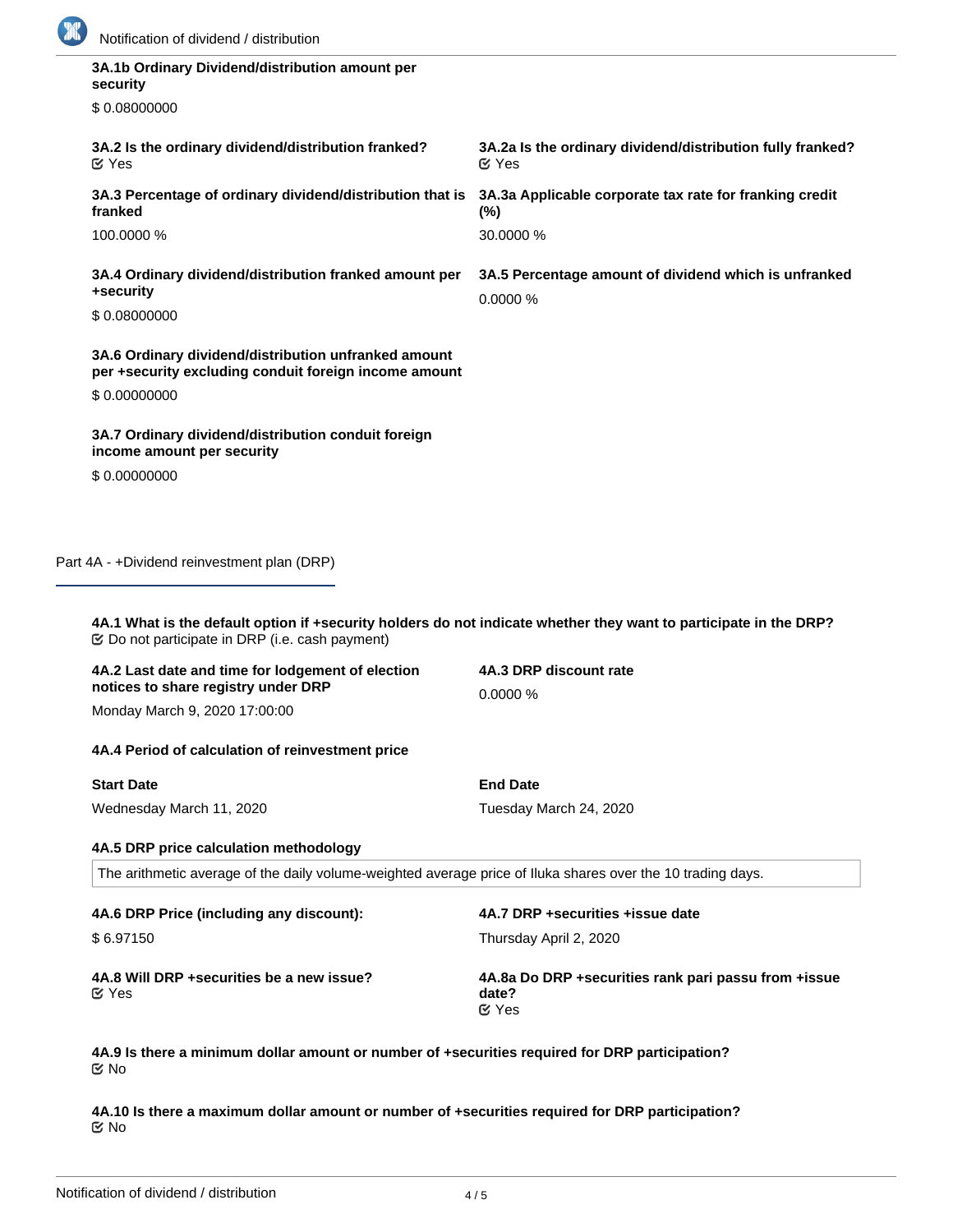**3A.1b Ordinary Dividend/distribution amount per security**

$ 0.08000000

**3A.2 Is the ordinary dividend/distribution franked?**
☑ Yes

**3A.2a Is the ordinary dividend/distribution fully franked?**
☑ Yes

**3A.3 Percentage of ordinary dividend/distribution that is franked**

100.0000 %

**3A.3a Applicable corporate tax rate for franking credit (%)**

30.0000 %

**3A.4 Ordinary dividend/distribution franked amount per +security**

$ 0.08000000

**3A.5 Percentage amount of dividend which is unfranked**

0.0000 %

**3A.6 Ordinary dividend/distribution unfranked amount per +security excluding conduit foreign income amount**

$ 0.00000000

**3A.7 Ordinary dividend/distribution conduit foreign income amount per security**

$ 0.00000000

## Part 4A - +Dividend reinvestment plan (DRP)

**4A.1 What is the default option if +security holders do not indicate whether they want to participate in the DRP?**
☑ Do not participate in DRP (i.e. cash payment)

**4A.2 Last date and time for lodgement of election notices to share registry under DRP**

Monday March 9, 2020 17:00:00

**4A.3 DRP discount rate**

0.0000 %

**4A.4 Period of calculation of reinvestment price**

| Start Date | End Date |
| --- | --- |
| Wednesday March 11, 2020 | Tuesday March 24, 2020 |

**4A.5 DRP price calculation methodology**

The arithmetic average of the daily volume-weighted average price of Iluka shares over the 10 trading days.

**4A.6 DRP Price (including any discount):**

$ 6.97150

**4A.7 DRP +securities +issue date**

Thursday April 2, 2020

**4A.8 Will DRP +securities be a new issue?**
☑ Yes

**4A.8a Do DRP +securities rank pari passu from +issue date?**
☑ Yes

**4A.9 Is there a minimum dollar amount or number of +securities required for DRP participation?**
☑ No

**4A.10 Is there a maximum dollar amount or number of +securities required for DRP participation?**
☑ No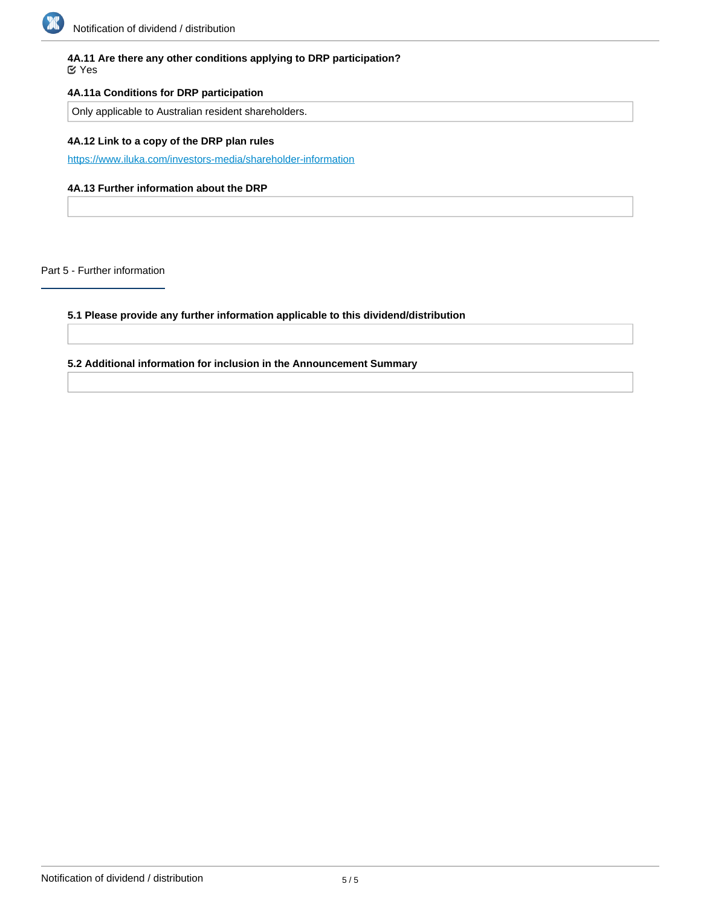**4A.11 Are there any other conditions applying to DRP participation?**

☑ Yes

**4A.11a Conditions for DRP participation**

Only applicable to Australian resident shareholders.

**4A.12 Link to a copy of the DRP plan rules**

https://www.iluka.com/investors-media/shareholder-information

**4A.13 Further information about the DRP**

## Part 5 - Further information

**5.1 Please provide any further information applicable to this dividend/distribution**

**5.2 Additional information for inclusion in the Announcement Summary**